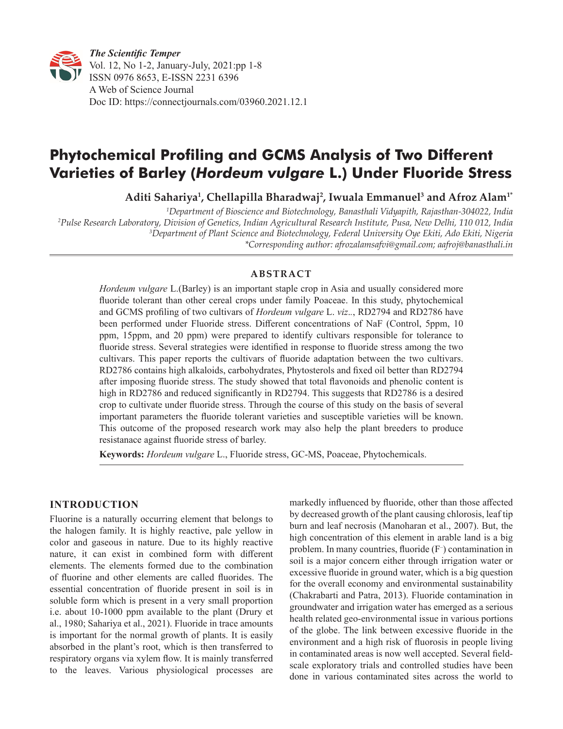*The Scientific Temper*
Vol. 12, No 1-2, January-July, 2021:pp 1-8
ISSN 0976 8653, E-ISSN 2231 6396
A Web of Science Journal
Doc ID: https://connectjournals.com/03960.2021.12.1

# Phytochemical Profiling and GCMS Analysis of Two Different Varieties of Barley (*Hordeum vulgare* L.) Under Fluoride Stress

**Aditi Sahariya[1], Chellapilla Bharadwaj[2], Iwuala Emmanuel[3] and Afroz Alam[1*]**

[1]*Department of Bioscience and Biotechnology, Banasthali Vidyapith, Rajasthan-304022, India*
[2]*Pulse Research Laboratory, Division of Genetics, Indian Agricultural Research Institute, Pusa, New Delhi, 110 012, India*
[3]*Department of Plant Science and Biotechnology, Federal University Oye Ekiti, Ado Ekiti, Nigeria*
*\*Corresponding author: afrozalamsafvi@gmail.com; aafroj@banasthali.in*

## ABSTRACT

*Hordeum vulgare* L.(Barley) is an important staple crop in Asia and usually considered more fluoride tolerant than other cereal crops under family Poaceae. In this study, phytochemical and GCMS profiling of two cultivars of *Hordeum vulgare* L. *viz*.., RD2794 and RD2786 have been performed under Fluoride stress. Different concentrations of NaF (Control, 5ppm, 10 ppm, 15ppm, and 20 ppm) were prepared to identify cultivars responsible for tolerance to fluoride stress. Several strategies were identified in response to fluoride stress among the two cultivars. This paper reports the cultivars of fluoride adaptation between the two cultivars. RD2786 contains high alkaloids, carbohydrates, Phytosterols and fixed oil better than RD2794 after imposing fluoride stress. The study showed that total flavonoids and phenolic content is high in RD2786 and reduced significantly in RD2794. This suggests that RD2786 is a desired crop to cultivate under fluoride stress. Through the course of this study on the basis of several important parameters the fluoride tolerant varieties and susceptible varieties will be known. This outcome of the proposed research work may also help the plant breeders to produce resistanace against fluoride stress of barley.

**Keywords:** *Hordeum vulgare* L., Fluoride stress, GC-MS, Poaceae, Phytochemicals.

## INTRODUCTION

Fluorine is a naturally occurring element that belongs to the halogen family. It is highly reactive, pale yellow in color and gaseous in nature. Due to its highly reactive nature, it can exist in combined form with different elements. The elements formed due to the combination of fluorine and other elements are called fluorides. The essential concentration of fluoride present in soil is in soluble form which is present in a very small proportion i.e. about 10-1000 ppm available to the plant (Drury et al., 1980; Sahariya et al., 2021). Fluoride in trace amounts is important for the normal growth of plants. It is easily absorbed in the plant's root, which is then transferred to respiratory organs via xylem flow. It is mainly transferred to the leaves. Various physiological processes are markedly influenced by fluoride, other than those affected by decreased growth of the plant causing chlorosis, leaf tip burn and leaf necrosis (Manoharan et al., 2007). But, the high concentration of this element in arable land is a big problem. In many countries, fluoride ($F^-$) contamination in soil is a major concern either through irrigation water or excessive fluoride in ground water, which is a big question for the overall economy and environmental sustainability (Chakrabarti and Patra, 2013). Fluoride contamination in groundwater and irrigation water has emerged as a serious health related geo-environmental issue in various portions of the globe. The link between excessive fluoride in the environment and a high risk of fluorosis in people living in contaminated areas is now well accepted. Several field-scale exploratory trials and controlled studies have been done in various contaminated sites across the world to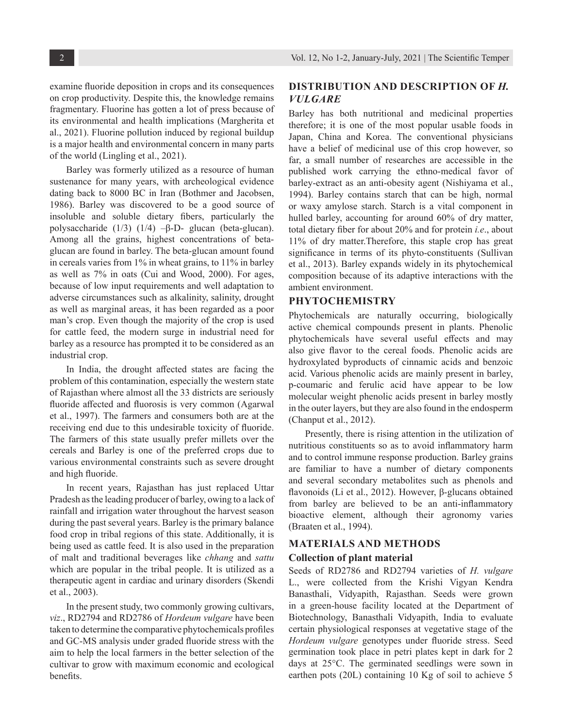examine fluoride deposition in crops and its consequences on crop productivity. Despite this, the knowledge remains fragmentary. Fluorine has gotten a lot of press because of its environmental and health implications (Margherita et al., 2021). Fluorine pollution induced by regional buildup is a major health and environmental concern in many parts of the world (Lingling et al., 2021).

Barley was formerly utilized as a resource of human sustenance for many years, with archeological evidence dating back to 8000 BC in Iran (Bothmer and Jacobsen, 1986). Barley was discovered to be a good source of insoluble and soluble dietary fibers, particularly the polysaccharide (1/3) (1/4) –β-D- glucan (beta-glucan). Among all the grains, highest concentrations of beta-glucan are found in barley. The beta-glucan amount found in cereals varies from 1% in wheat grains, to 11% in barley as well as 7% in oats (Cui and Wood, 2000). For ages, because of low input requirements and well adaptation to adverse circumstances such as alkalinity, salinity, drought as well as marginal areas, it has been regarded as a poor man's crop. Even though the majority of the crop is used for cattle feed, the modern surge in industrial need for barley as a resource has prompted it to be considered as an industrial crop.

In India, the drought affected states are facing the problem of this contamination, especially the western state of Rajasthan where almost all the 33 districts are seriously fluoride affected and fluorosis is very common (Agarwal et al., 1997). The farmers and consumers both are at the receiving end due to this undesirable toxicity of fluoride. The farmers of this state usually prefer millets over the cereals and Barley is one of the preferred crops due to various environmental constraints such as severe drought and high fluoride.

In recent years, Rajasthan has just replaced Uttar Pradesh as the leading producer of barley, owing to a lack of rainfall and irrigation water throughout the harvest season during the past several years. Barley is the primary balance food crop in tribal regions of this state. Additionally, it is being used as cattle feed. It is also used in the preparation of malt and traditional beverages like *chhang* and *sattu* which are popular in the tribal people. It is utilized as a therapeutic agent in cardiac and urinary disorders (Skendi et al., 2003).

In the present study, two commonly growing cultivars, *viz*., RD2794 and RD2786 of *Hordeum vulgare* have been taken to determine the comparative phytochemicals profiles and GC-MS analysis under graded fluoride stress with the aim to help the local farmers in the better selection of the cultivar to grow with maximum economic and ecological benefits.

## DISTRIBUTION AND DESCRIPTION OF *H. VULGARE*

Barley has both nutritional and medicinal properties therefore; it is one of the most popular usable foods in Japan, China and Korea. The conventional physicians have a belief of medicinal use of this crop however, so far, a small number of researches are accessible in the published work carrying the ethno-medical favor of barley-extract as an anti-obesity agent (Nishiyama et al., 1994). Barley contains starch that can be high, normal or waxy amylose starch. Starch is a vital component in hulled barley, accounting for around 60% of dry matter, total dietary fiber for about 20% and for protein *i.e*., about 11% of dry matter.Therefore, this staple crop has great significance in terms of its phyto-constituents (Sullivan et al., 2013). Barley expands widely in its phytochemical composition because of its adaptive interactions with the ambient environment.

## PHYTOCHEMISTRY

Phytochemicals are naturally occurring, biologically active chemical compounds present in plants. Phenolic phytochemicals have several useful effects and may also give flavor to the cereal foods. Phenolic acids are hydroxylated byproducts of cinnamic acids and benzoic acid. Various phenolic acids are mainly present in barley, p-coumaric and ferulic acid have appear to be low molecular weight phenolic acids present in barley mostly in the outer layers, but they are also found in the endosperm (Chanput et al., 2012).

Presently, there is rising attention in the utilization of nutritious constituents so as to avoid inflammatory harm and to control immune response production. Barley grains are familiar to have a number of dietary components and several secondary metabolites such as phenols and flavonoids (Li et al., 2012). However, β-glucans obtained from barley are believed to be an anti-inflammatory bioactive element, although their agronomy varies (Braaten et al., 1994).

## MATERIALS AND METHODS

### Collection of plant material

Seeds of RD2786 and RD2794 varieties of *H. vulgare* L., were collected from the Krishi Vigyan Kendra Banasthali, Vidyapith, Rajasthan. Seeds were grown in a green-house facility located at the Department of Biotechnology, Banasthali Vidyapith, India to evaluate certain physiological responses at vegetative stage of the *Hordeum vulgare* genotypes under fluoride stress. Seed germination took place in petri plates kept in dark for 2 days at 25°C. The germinated seedlings were sown in earthen pots (20L) containing 10 Kg of soil to achieve 5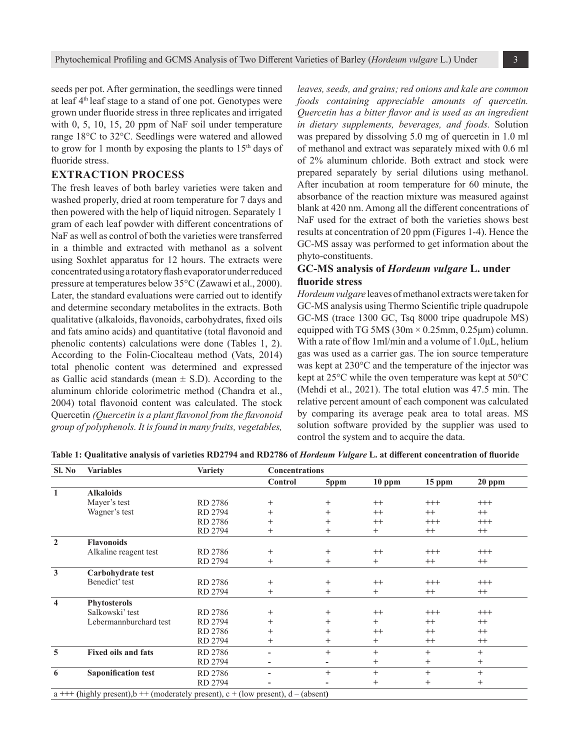seeds per pot. After germination, the seedlings were tinned at leaf 4th leaf stage to a stand of one pot. Genotypes were grown under fluoride stress in three replicates and irrigated with 0, 5, 10, 15, 20 ppm of NaF soil under temperature range 18°C to 32°C. Seedlings were watered and allowed to grow for 1 month by exposing the plants to 15th days of fluoride stress.

## EXTRACTION PROCESS

The fresh leaves of both barley varieties were taken and washed properly, dried at room temperature for 7 days and then powered with the help of liquid nitrogen. Separately 1 gram of each leaf powder with different concentrations of NaF as well as control of both the varieties were transferred in a thimble and extracted with methanol as a solvent using Soxhlet apparatus for 12 hours. The extracts were concentrated using a rotatory flash evaporator under reduced pressure at temperatures below 35°C (Zawawi et al., 2000). Later, the standard evaluations were carried out to identify and determine secondary metabolites in the extracts. Both qualitative (alkaloids, flavonoids, carbohydrates, fixed oils and fats amino acids) and quantitative (total flavonoid and phenolic contents) calculations were done (Tables 1, 2). According to the Folin-Ciocalteau method (Vats, 2014) total phenolic content was determined and expressed as Gallic acid standards (mean ± S.D). According to the aluminum chloride colorimetric method (Chandra et al., 2004) total flavonoid content was calculated. The stock Quercetin *(Quercetin is a plant flavonol from the flavonoid group of polyphenols. It is found in many fruits, vegetables, leaves, seeds, and grains; red onions and kale are common foods containing appreciable amounts of quercetin. Quercetin has a bitter flavor and is used as an ingredient in dietary supplements, beverages, and foods.* Solution was prepared by dissolving 5.0 mg of quercetin in 1.0 ml of methanol and extract was separately mixed with 0.6 ml of 2% aluminum chloride. Both extract and stock were prepared separately by serial dilutions using methanol. After incubation at room temperature for 60 minute, the absorbance of the reaction mixture was measured against blank at 420 nm. Among all the different concentrations of NaF used for the extract of both the varieties shows best results at concentration of 20 ppm (Figures 1-4). Hence the GC-MS assay was performed to get information about the phyto-constituents.

### GC-MS analysis of *Hordeum vulgare* L. under fluoride stress

*Hordeum vulgare* leaves of methanol extracts were taken for GC-MS analysis using Thermo Scientific triple quadrupole GC-MS (trace 1300 GC, Tsq 8000 tripe quadrupole MS) equipped with TG 5MS (30m × 0.25mm, 0.25μm) column. With a rate of flow 1ml/min and a volume of 1.0μL, helium gas was used as a carrier gas. The ion source temperature was kept at 230°C and the temperature of the injector was kept at 25°C while the oven temperature was kept at 50°C (Mehdi et al., 2021). The total elution was 47.5 min. The relative percent amount of each component was calculated by comparing its average peak area to total areas. MS solution software provided by the supplier was used to control the system and to acquire the data.

**Table 1: Qualitative analysis of varieties RD2794 and RD2786 of *Hordeum Vulgare* L. at different concentration of fluoride**

| Sl. No | Variables | Variety | Concentrations | | | | |
|---|---|---|---|---|---|---|---|
| | | | Control | 5ppm | 10 ppm | 15 ppm | 20 ppm |
| **1** | **Alkaloids** | | | | | | |
| | Mayer's test | RD 2786 | + | + | ++ | +++ | +++ |
| | Wagner's test | RD 2794 | + | + | ++ | ++ | ++ |
| | | RD 2786 | + | + | ++ | +++ | +++ |
| | | RD 2794 | + | + | + | ++ | ++ |
| **2** | **Flavonoids** | | | | | | |
| | Alkaline reagent test | RD 2786 | + | + | ++ | +++ | +++ |
| | | RD 2794 | + | + | + | ++ | ++ |
| **3** | **Carbohydrate test** | | | | | | |
| | Benedict' test | RD 2786 | + | + | ++ | +++ | +++ |
| | | RD 2794 | + | + | + | ++ | ++ |
| **4** | **Phytosterols** | | | | | | |
| | Salkowski' test | RD 2786 | + | + | ++ | +++ | +++ |
| | Lebermannburchard test | RD 2794 | + | + | + | ++ | ++ |
| | | RD 2786 | + | + | ++ | ++ | ++ |
| | | RD 2794 | + | + | + | ++ | ++ |
| **5** | **Fixed oils and fats** | RD 2786 | - | + | + | + | + |
| | | RD 2794 | - | - | + | + | + |
| **6** | **Saponification test** | RD 2786 | - | + | + | + | + |
| | | RD 2794 | - | - | + | + | + |

a **+++** (highly present), b ++ (moderately present), c + (low present), d – (absent)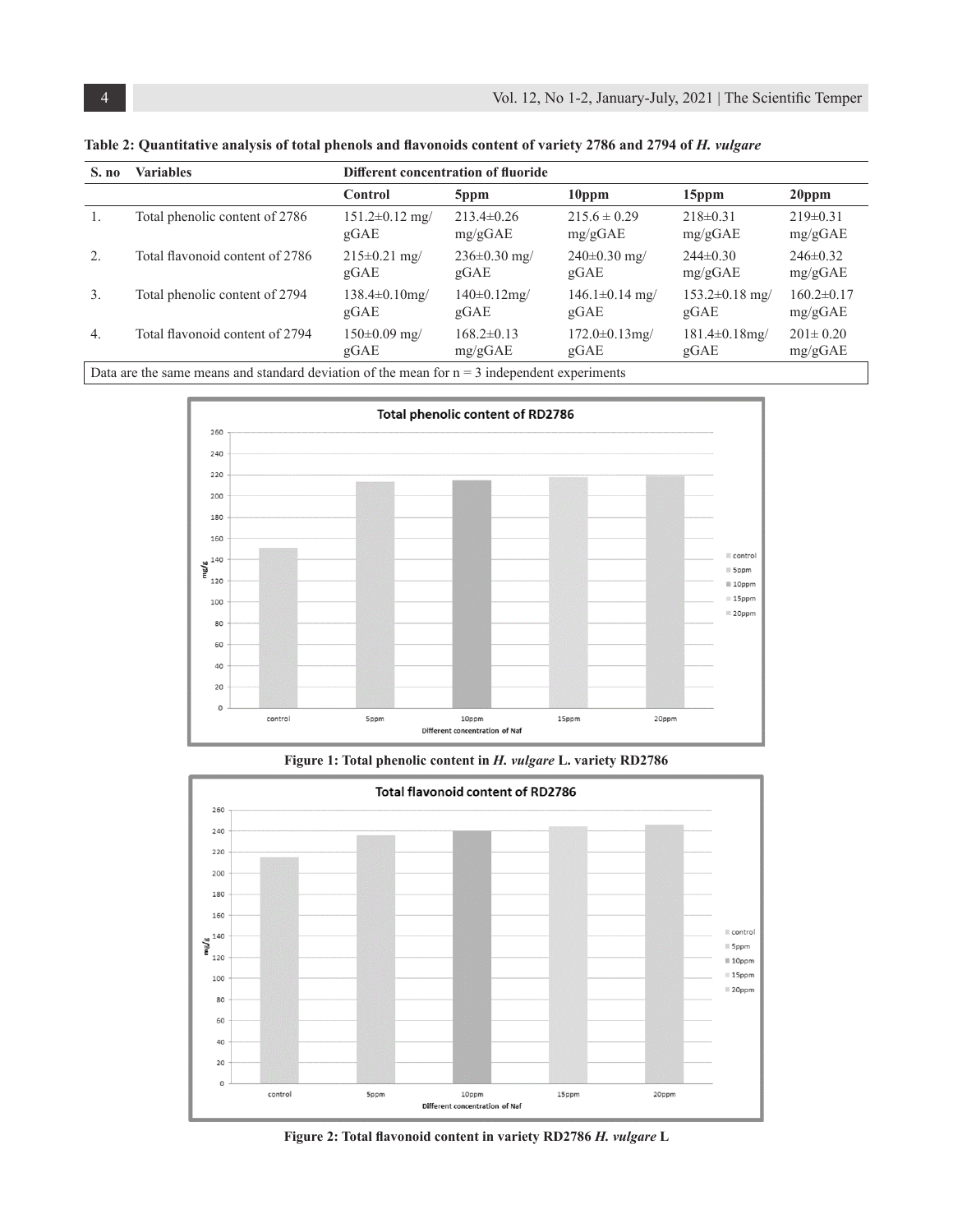**Table 2: Quantitative analysis of total phenols and flavonoids content of variety 2786 and 2794 of *H. vulgare***

| S. no | Variables | Different concentration of fluoride | | | | |
|---|---|---|---|---|---|---|
| | | Control | 5ppm | 10ppm | 15ppm | 20ppm |
| 1. | Total phenolic content of 2786 | 151.2±0.12 mg/gGAE | 213.4±0.26 mg/gGAE | 215.6 ± 0.29 mg/gGAE | 218±0.31 mg/gGAE | 219±0.31 mg/gGAE |
| 2. | Total flavonoid content of 2786 | 215±0.21 mg/gGAE | 236±0.30 mg/gGAE | 240±0.30 mg/gGAE | 244±0.30 mg/gGAE | 246±0.32 mg/gGAE |
| 3. | Total phenolic content of 2794 | 138.4±0.10mg/gGAE | 140±0.12mg/gGAE | 146.1±0.14 mg/gGAE | 153.2±0.18 mg/gGAE | 160.2±0.17 mg/gGAE |
| 4. | Total flavonoid content of 2794 | 150±0.09 mg/gGAE | 168.2±0.13 mg/gGAE | 172.0±0.13mg/gGAE | 181.4±0.18mg/gGAE | 201± 0.20 mg/gGAE |

Data are the same means and standard deviation of the mean for n = 3 independent experiments

**Figure 1: Total phenolic content in *H. vulgare* L. variety RD2786**

**Figure 2: Total flavonoid content in variety RD2786 *H. vulgare* L**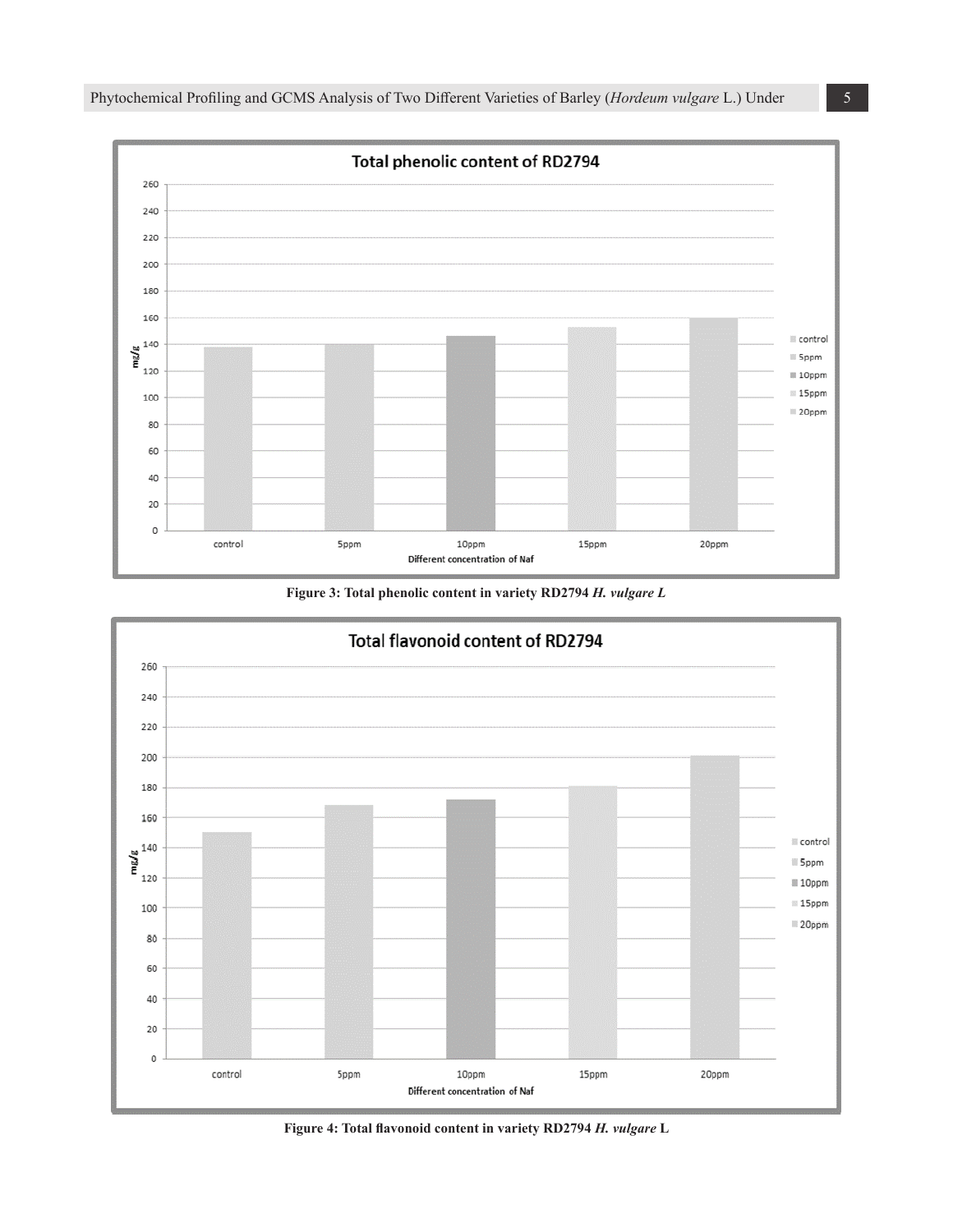Figure 3: Total phenolic content in variety RD2794 *H. vulgare L*

Figure 4: Total flavonoid content in variety RD2794 *H. vulgare* L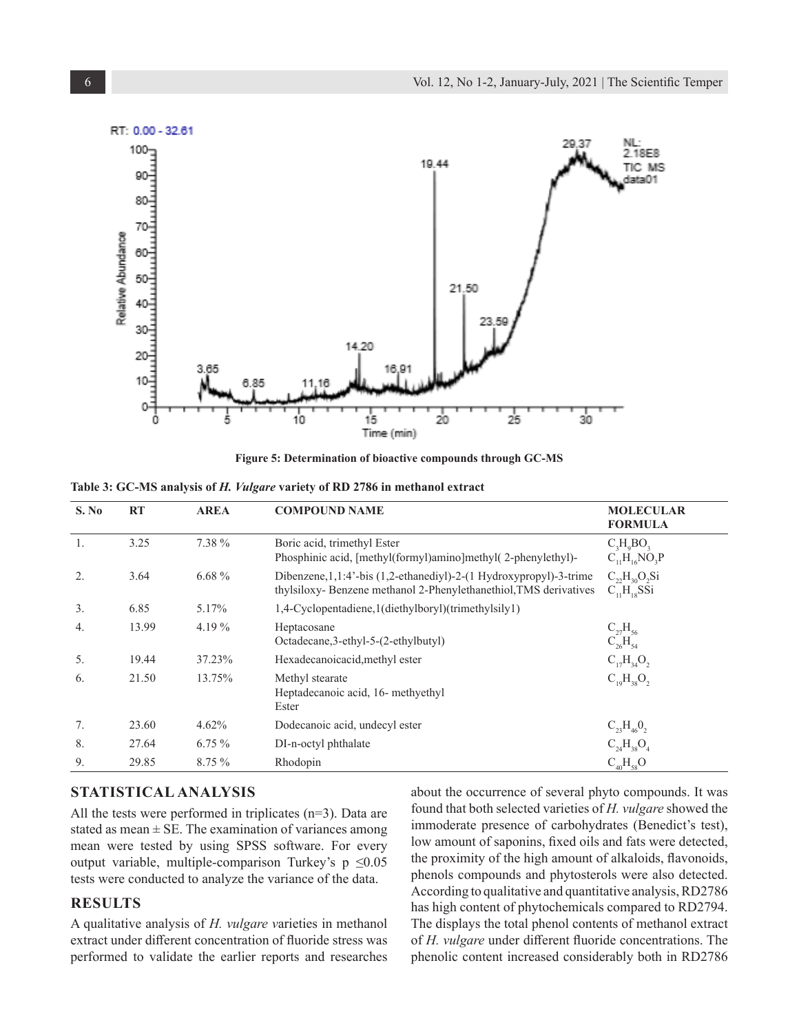Figure 5: Determination of bioactive compounds through GC-MS

**Table 3: GC-MS analysis of *H. Vulgare* variety of RD 2786 in methanol extract**

| S. No | RT | AREA | COMPOUND NAME | MOLECULAR FORMULA |
|---|---|---|---|---|
| 1. | 3.25 | 7.38 % | Boric acid, trimethyl Ester<br>Phosphinic acid, [methyl(formyl)amino]methyl( 2-phenylethyl)- | $C_3H_9BO_3$<br>$C_{11}H_{16}NO_3P$ |
| 2. | 3.64 | 6.68 % | Dibenzene,1,1:4'-bis (1,2-ethanediyl)-2-(1 Hydroxypropyl)-3-trimethylsiloxy- Benzene methanol 2-Phenylethanethiol,TMS derivatives | $C_{22}H_{30}O_2Si$<br>$C_{11}H_{18}SSi$ |
| 3. | 6.85 | 5.17% | 1,4-Cyclopentadiene,1(diethylboryl)(trimethylsily1) | |
| 4. | 13.99 | 4.19 % | Heptacosane<br>Octadecane,3-ethyl-5-(2-ethylbutyl) | $C_{27}H_{56}$<br>$C_{26}H_{54}$ |
| 5. | 19.44 | 37.23% | Hexadecanoicacid,methyl ester | $C_{17}H_{34}O_2$ |
| 6. | 21.50 | 13.75% | Methyl stearate<br>Heptadecanoic acid, 16- methyethyl Ester | $C_{19}H_{38}O_2$ |
| 7. | 23.60 | 4.62% | Dodecanoic acid, undecyl ester | $C_{23}H_{46}0_2$ |
| 8. | 27.64 | 6.75 % | DI-n-octyl phthalate | $C_{24}H_{38}O_4$ |
| 9. | 29.85 | 8.75 % | Rhodopin | $C_{40}H_{58}O$ |

## STATISTICAL ANALYSIS

All the tests were performed in triplicates (n=3). Data are stated as mean ± SE. The examination of variances among mean were tested by using SPSS software. For every output variable, multiple-comparison Turkey's $p \leq 0.05$ tests were conducted to analyze the variance of the data.

## RESULTS

A qualitative analysis of *H. vulgare* varieties in methanol extract under different concentration of fluoride stress was performed to validate the earlier reports and researches about the occurrence of several phyto compounds. It was found that both selected varieties of *H. vulgare* showed the immoderate presence of carbohydrates (Benedict's test), low amount of saponins, fixed oils and fats were detected, the proximity of the high amount of alkaloids, flavonoids, phenols compounds and phytosterols were also detected. According to qualitative and quantitative analysis, RD2786 has high content of phytochemicals compared to RD2794. The displays the total phenol contents of methanol extract of *H. vulgare* under different fluoride concentrations. The phenolic content increased considerably both in RD2786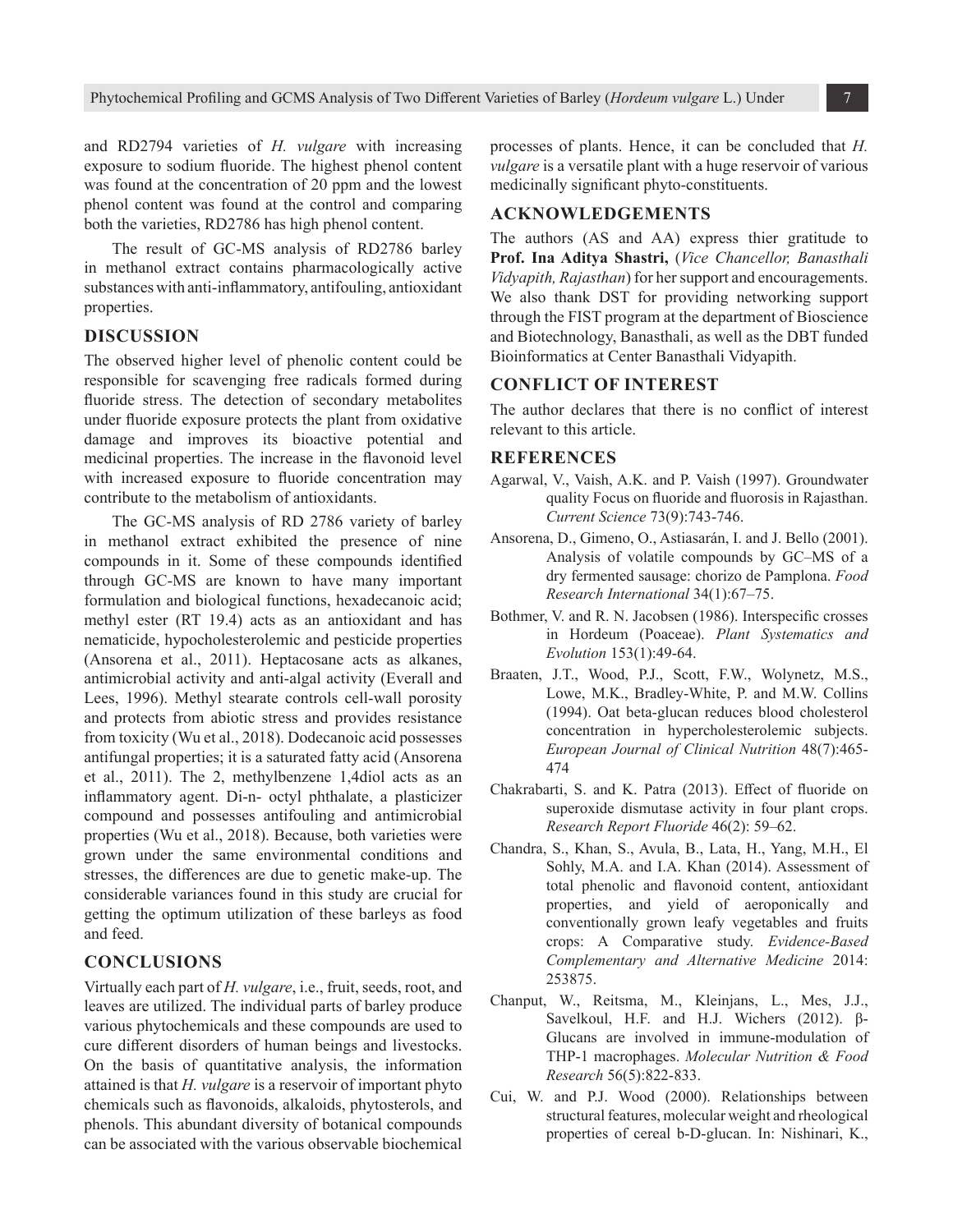and RD2794 varieties of *H. vulgare* with increasing exposure to sodium fluoride. The highest phenol content was found at the concentration of 20 ppm and the lowest phenol content was found at the control and comparing both the varieties, RD2786 has high phenol content.

The result of GC-MS analysis of RD2786 barley in methanol extract contains pharmacologically active substances with anti-inflammatory, antifouling, antioxidant properties.

## DISCUSSION

The observed higher level of phenolic content could be responsible for scavenging free radicals formed during fluoride stress. The detection of secondary metabolites under fluoride exposure protects the plant from oxidative damage and improves its bioactive potential and medicinal properties. The increase in the flavonoid level with increased exposure to fluoride concentration may contribute to the metabolism of antioxidants.

The GC-MS analysis of RD 2786 variety of barley in methanol extract exhibited the presence of nine compounds in it. Some of these compounds identified through GC-MS are known to have many important formulation and biological functions, hexadecanoic acid; methyl ester (RT 19.4) acts as an antioxidant and has nematicide, hypocholesterolemic and pesticide properties (Ansorena et al., 2011). Heptacosane acts as alkanes, antimicrobial activity and anti-algal activity (Everall and Lees, 1996). Methyl stearate controls cell-wall porosity and protects from abiotic stress and provides resistance from toxicity (Wu et al., 2018). Dodecanoic acid possesses antifungal properties; it is a saturated fatty acid (Ansorena et al., 2011). The 2, methylbenzene 1,4diol acts as an inflammatory agent. Di-n- octyl phthalate, a plasticizer compound and possesses antifouling and antimicrobial properties (Wu et al., 2018). Because, both varieties were grown under the same environmental conditions and stresses, the differences are due to genetic make-up. The considerable variances found in this study are crucial for getting the optimum utilization of these barleys as food and feed.

## CONCLUSIONS

Virtually each part of *H. vulgare*, i.e., fruit, seeds, root, and leaves are utilized. The individual parts of barley produce various phytochemicals and these compounds are used to cure different disorders of human beings and livestocks. On the basis of quantitative analysis, the information attained is that *H. vulgare* is a reservoir of important phyto chemicals such as flavonoids, alkaloids, phytosterols, and phenols. This abundant diversity of botanical compounds can be associated with the various observable biochemical processes of plants. Hence, it can be concluded that *H. vulgare* is a versatile plant with a huge reservoir of various medicinally significant phyto-constituents.

## ACKNOWLEDGEMENTS

The authors (AS and AA) express thier gratitude to **Prof. Ina Aditya Shastri,** (*Vice Chancellor, Banasthali Vidyapith, Rajasthan*) for her support and encouragements. We also thank DST for providing networking support through the FIST program at the department of Bioscience and Biotechnology, Banasthali, as well as the DBT funded Bioinformatics at Center Banasthali Vidyapith.

## CONFLICT OF INTEREST

The author declares that there is no conflict of interest relevant to this article.

## REFERENCES

Agarwal, V., Vaish, A.K. and P. Vaish (1997). Groundwater quality Focus on fluoride and fluorosis in Rajasthan. *Current Science* 73(9):743-746.

Ansorena, D., Gimeno, O., Astiasarán, I. and J. Bello (2001). Analysis of volatile compounds by GC–MS of a dry fermented sausage: chorizo de Pamplona. *Food Research International* 34(1):67–75.

Bothmer, V. and R. N. Jacobsen (1986). Interspecific crosses in Hordeum (Poaceae). *Plant Systematics and Evolution* 153(1):49-64.

Braaten, J.T., Wood, P.J., Scott, F.W., Wolynetz, M.S., Lowe, M.K., Bradley-White, P. and M.W. Collins (1994). Oat beta-glucan reduces blood cholesterol concentration in hypercholesterolemic subjects. *European Journal of Clinical Nutrition* 48(7):465-474

Chakrabarti, S. and K. Patra (2013). Effect of fluoride on superoxide dismutase activity in four plant crops. *Research Report Fluoride* 46(2): 59–62.

Chandra, S., Khan, S., Avula, B., Lata, H., Yang, M.H., El Sohly, M.A. and I.A. Khan (2014). Assessment of total phenolic and flavonoid content, antioxidant properties, and yield of aeroponically and conventionally grown leafy vegetables and fruits crops: A Comparative study. *Evidence-Based Complementary and Alternative Medicine* 2014: 253875.

Chanput, W., Reitsma, M., Kleinjans, L., Mes, J.J., Savelkoul, H.F. and H.J. Wichers (2012). β-Glucans are involved in immune-modulation of THP-1 macrophages. *Molecular Nutrition & Food Research* 56(5):822-833.

Cui, W. and P.J. Wood (2000). Relationships between structural features, molecular weight and rheological properties of cereal b-D-glucan. In: Nishinari, K.,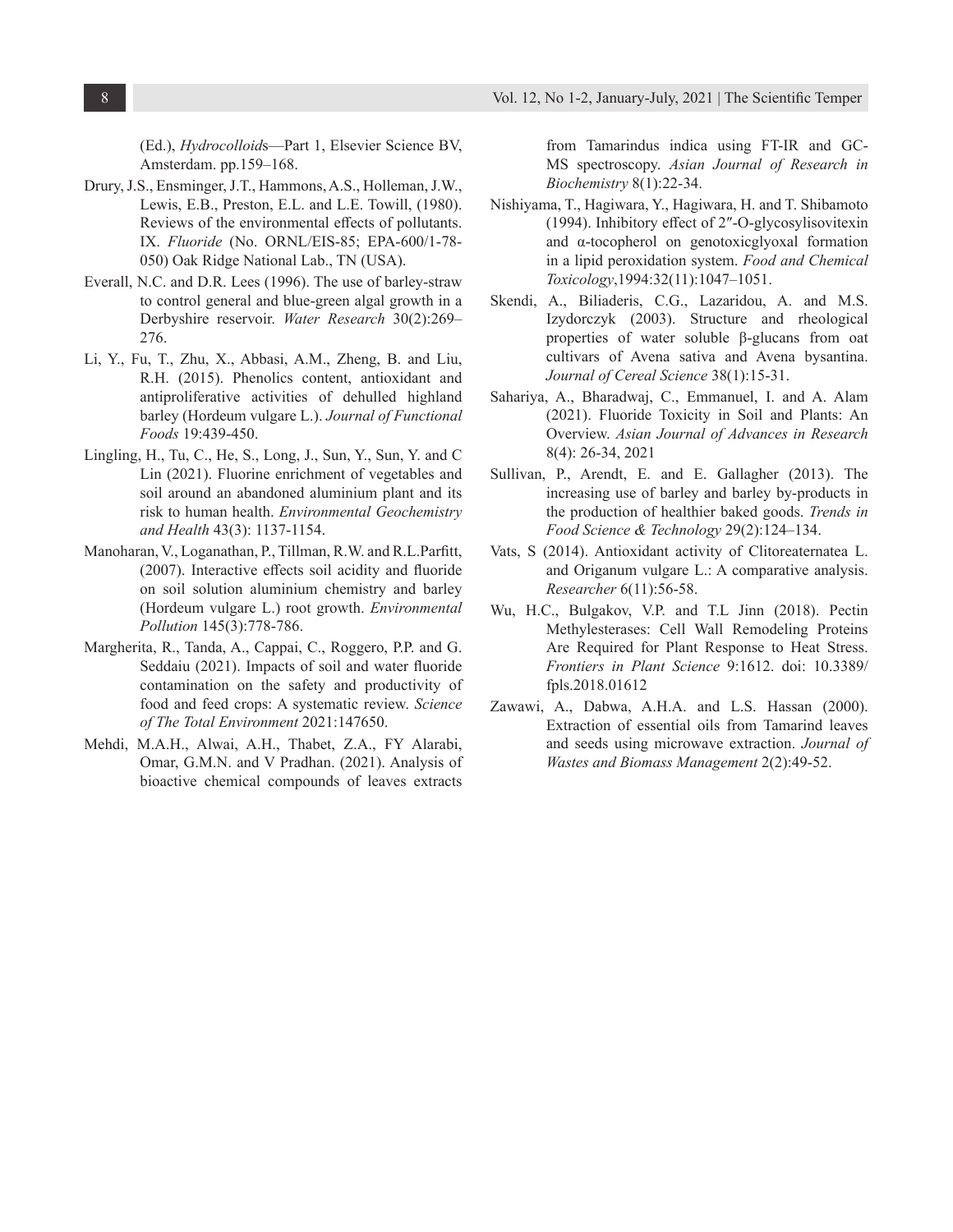(Ed.), *Hydrocolloids*—Part 1, Elsevier Science BV, Amsterdam. pp.159–168.

Drury, J.S., Ensminger, J.T., Hammons, A.S., Holleman, J.W., Lewis, E.B., Preston, E.L. and L.E. Towill, (1980). Reviews of the environmental effects of pollutants. IX. *Fluoride* (No. ORNL/EIS-85; EPA-600/1-78-050) Oak Ridge National Lab., TN (USA).

Everall, N.C. and D.R. Lees (1996). The use of barley-straw to control general and blue-green algal growth in a Derbyshire reservoir. *Water Research* 30(2):269–276.

Li, Y., Fu, T., Zhu, X., Abbasi, A.M., Zheng, B. and Liu, R.H. (2015). Phenolics content, antioxidant and antiproliferative activities of dehulled highland barley (Hordeum vulgare L.). *Journal of Functional Foods* 19:439-450.

Lingling, H., Tu, C., He, S., Long, J., Sun, Y., Sun, Y. and C Lin (2021). Fluorine enrichment of vegetables and soil around an abandoned aluminium plant and its risk to human health. *Environmental Geochemistry and Health* 43(3): 1137-1154.

Manoharan, V., Loganathan, P., Tillman, R.W. and R.L.Parfitt, (2007). Interactive effects soil acidity and fluoride on soil solution aluminium chemistry and barley (Hordeum vulgare L.) root growth. *Environmental Pollution* 145(3):778-786.

Margherita, R., Tanda, A., Cappai, C., Roggero, P.P. and G. Seddaiu (2021). Impacts of soil and water fluoride contamination on the safety and productivity of food and feed crops: A systematic review. *Science of The Total Environment* 2021:147650.

Mehdi, M.A.H., Alwai, A.H., Thabet, Z.A., FY Alarabi, Omar, G.M.N. and V Pradhan. (2021). Analysis of bioactive chemical compounds of leaves extracts from Tamarindus indica using FT-IR and GC-MS spectroscopy. *Asian Journal of Research in Biochemistry* 8(1):22-34.

Nishiyama, T., Hagiwara, Y., Hagiwara, H. and T. Shibamoto (1994). Inhibitory effect of 2″-O-glycosylisovitexin and α-tocopherol on genotoxicglyoxal formation in a lipid peroxidation system. *Food and Chemical Toxicology*,1994:32(11):1047–1051.

Skendi, A., Biliaderis, C.G., Lazaridou, A. and M.S. Izydorczyk (2003). Structure and rheological properties of water soluble β-glucans from oat cultivars of Avena sativa and Avena bysantina. *Journal of Cereal Science* 38(1):15-31.

Sahariya, A., Bharadwaj, C., Emmanuel, I. and A. Alam (2021). Fluoride Toxicity in Soil and Plants: An Overview. *Asian Journal of Advances in Research* 8(4): 26-34, 2021

Sullivan, P., Arendt, E. and E. Gallagher (2013). The increasing use of barley and barley by-products in the production of healthier baked goods. *Trends in Food Science & Technology* 29(2):124–134.

Vats, S (2014). Antioxidant activity of Clitoreaternatea L. and Origanum vulgare L.: A comparative analysis. *Researcher* 6(11):56-58.

Wu, H.C., Bulgakov, V.P. and T.L Jinn (2018). Pectin Methylesterases: Cell Wall Remodeling Proteins Are Required for Plant Response to Heat Stress. *Frontiers in Plant Science* 9:1612. doi: 10.3389/fpls.2018.01612

Zawawi, A., Dabwa, A.H.A. and L.S. Hassan (2000). Extraction of essential oils from Tamarind leaves and seeds using microwave extraction. *Journal of Wastes and Biomass Management* 2(2):49-52.